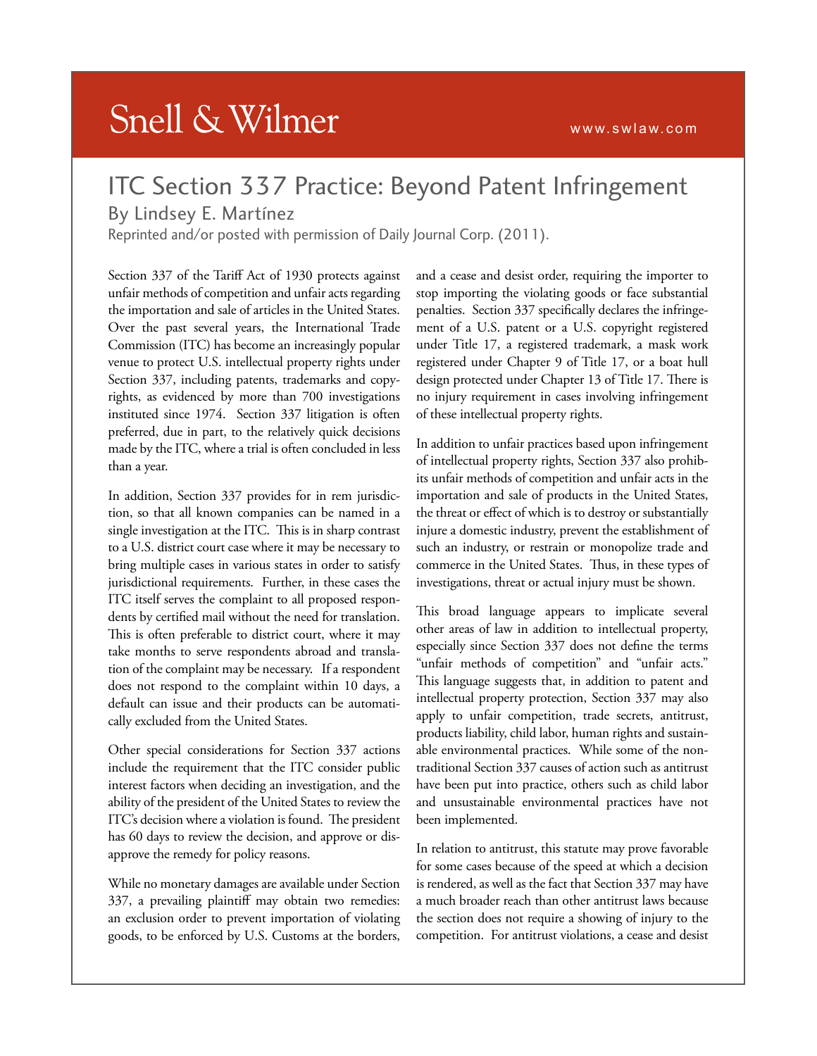Snell & Wilmer

www.swlaw.com

# ITC Section 337 Practice: Beyond Patent Infringement

By Lindsey E. Martínez

Reprinted and/or posted with permission of Daily Journal Corp. (2011).

Section 337 of the Tariff Act of 1930 protects against unfair methods of competition and unfair acts regarding the importation and sale of articles in the United States. Over the past several years, the International Trade Commission (ITC) has become an increasingly popular venue to protect U.S. intellectual property rights under Section 337, including patents, trademarks and copyrights, as evidenced by more than 700 investigations instituted since 1974. Section 337 litigation is often preferred, due in part, to the relatively quick decisions made by the ITC, where a trial is often concluded in less than a year.

In addition, Section 337 provides for in rem jurisdiction, so that all known companies can be named in a single investigation at the ITC. This is in sharp contrast to a U.S. district court case where it may be necessary to bring multiple cases in various states in order to satisfy jurisdictional requirements. Further, in these cases the ITC itself serves the complaint to all proposed respondents by certified mail without the need for translation. This is often preferable to district court, where it may take months to serve respondents abroad and translation of the complaint may be necessary. If a respondent does not respond to the complaint within 10 days, a default can issue and their products can be automatically excluded from the United States.

Other special considerations for Section 337 actions include the requirement that the ITC consider public interest factors when deciding an investigation, and the ability of the president of the United States to review the ITC's decision where a violation is found. The president has 60 days to review the decision, and approve or disapprove the remedy for policy reasons.

While no monetary damages are available under Section 337, a prevailing plaintiff may obtain two remedies: an exclusion order to prevent importation of violating goods, to be enforced by U.S. Customs at the borders, and a cease and desist order, requiring the importer to stop importing the violating goods or face substantial penalties. Section 337 specifically declares the infringement of a U.S. patent or a U.S. copyright registered under Title 17, a registered trademark, a mask work registered under Chapter 9 of Title 17, or a boat hull design protected under Chapter 13 of Title 17. There is no injury requirement in cases involving infringement of these intellectual property rights.

In addition to unfair practices based upon infringement of intellectual property rights, Section 337 also prohibits unfair methods of competition and unfair acts in the importation and sale of products in the United States, the threat or effect of which is to destroy or substantially injure a domestic industry, prevent the establishment of such an industry, or restrain or monopolize trade and commerce in the United States. Thus, in these types of investigations, threat or actual injury must be shown.

This broad language appears to implicate several other areas of law in addition to intellectual property, especially since Section 337 does not define the terms "unfair methods of competition" and "unfair acts." This language suggests that, in addition to patent and intellectual property protection, Section 337 may also apply to unfair competition, trade secrets, antitrust, products liability, child labor, human rights and sustainable environmental practices. While some of the non-traditional Section 337 causes of action such as antitrust have been put into practice, others such as child labor and unsustainable environmental practices have not been implemented.

In relation to antitrust, this statute may prove favorable for some cases because of the speed at which a decision is rendered, as well as the fact that Section 337 may have a much broader reach than other antitrust laws because the section does not require a showing of injury to the competition. For antitrust violations, a cease and desist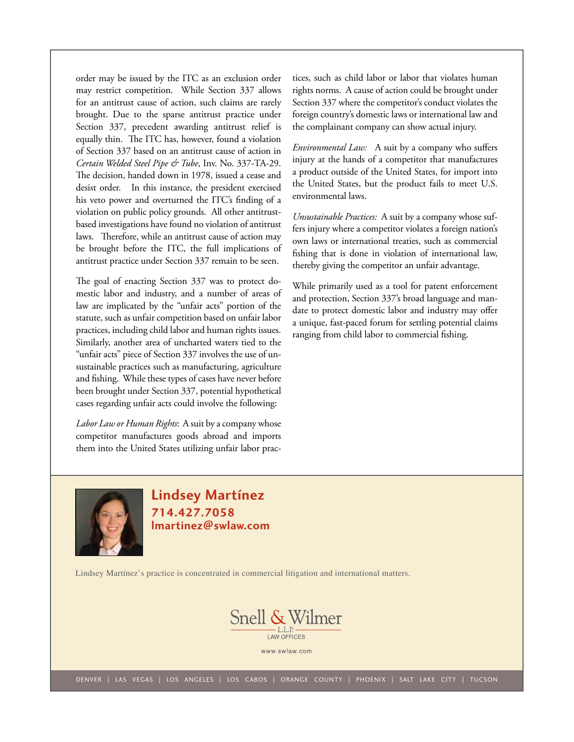order may be issued by the ITC as an exclusion order may restrict competition. While Section 337 allows for an antitrust cause of action, such claims are rarely brought. Due to the sparse antitrust practice under Section 337, precedent awarding antitrust relief is equally thin. The ITC has, however, found a violation of Section 337 based on an antitrust cause of action in *Certain Welded Steel Pipe & Tube*, Inv. No. 337-TA-29. The decision, handed down in 1978, issued a cease and desist order. In this instance, the president exercised his veto power and overturned the ITC's finding of a violation on public policy grounds. All other antitrust-based investigations have found no violation of antitrust laws. Therefore, while an antitrust cause of action may be brought before the ITC, the full implications of antitrust practice under Section 337 remain to be seen.

The goal of enacting Section 337 was to protect domestic labor and industry, and a number of areas of law are implicated by the "unfair acts" portion of the statute, such as unfair competition based on unfair labor practices, including child labor and human rights issues. Similarly, another area of uncharted waters tied to the "unfair acts" piece of Section 337 involves the use of unsustainable practices such as manufacturing, agriculture and fishing. While these types of cases have never before been brought under Section 337, potential hypothetical cases regarding unfair acts could involve the following:

*Labor Law or Human Rights*: A suit by a company whose competitor manufactures goods abroad and imports them into the United States utilizing unfair labor practices, such as child labor or labor that violates human rights norms. A cause of action could be brought under Section 337 where the competitor's conduct violates the foreign country's domestic laws or international law and the complainant company can show actual injury.

*Environmental Law:* A suit by a company who suffers injury at the hands of a competitor that manufactures a product outside of the United States, for import into the United States, but the product fails to meet U.S. environmental laws.

*Unsustainable Practices:* A suit by a company whose suffers injury where a competitor violates a foreign nation's own laws or international treaties, such as commercial fishing that is done in violation of international law, thereby giving the competitor an unfair advantage.

While primarily used as a tool for patent enforcement and protection, Section 337's broad language and mandate to protect domestic labor and industry may offer a unique, fast-paced forum for settling potential claims ranging from child labor to commercial fishing.

**Lindsey Martínez**
**714.427.7058**
**lmartinez@swlaw.com**

Lindsey Martínez's practice is concentrated in commercial litigation and international matters.

Snell & Wilmer
L.L.P.
LAW OFFICES

www.swlaw.com

DENVER | LAS VEGAS | LOS ANGELES | LOS CABOS | ORANGE COUNTY | PHOENIX | SALT LAKE CITY | TUCSON